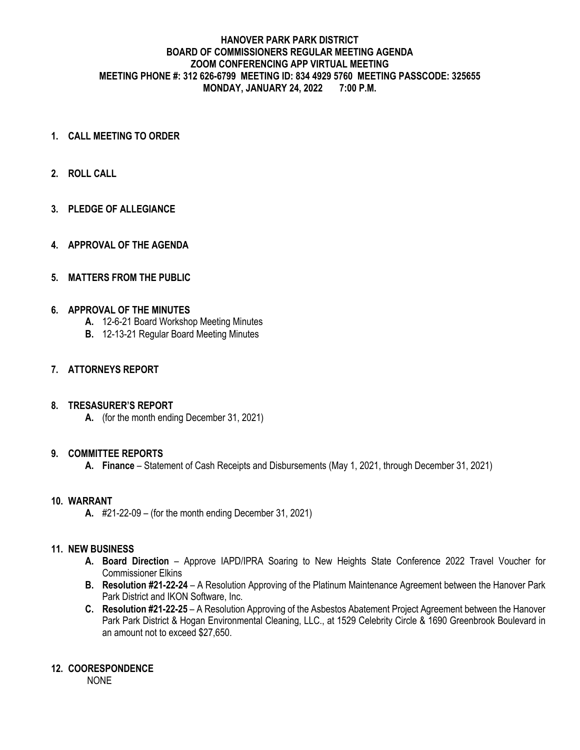**HANOVER PARK PARK DISTRICT**
**BOARD OF COMMISSIONERS REGULAR MEETING AGENDA**
**ZOOM CONFERENCING APP VIRTUAL MEETING**
**MEETING PHONE #: 312 626-6799 MEETING ID: 834 4929 5760 MEETING PASSCODE: 325655**
**MONDAY, JANUARY 24, 2022 7:00 P.M.**

**1. CALL MEETING TO ORDER**

**2. ROLL CALL**

**3. PLEDGE OF ALLEGIANCE**

**4. APPROVAL OF THE AGENDA**

**5. MATTERS FROM THE PUBLIC**

**6. APPROVAL OF THE MINUTES**

- **A.** 12-6-21 Board Workshop Meeting Minutes
- **B.** 12-13-21 Regular Board Meeting Minutes

**7. ATTORNEYS REPORT**

**8. TRESASURER'S REPORT**

- **A.** (for the month ending December 31, 2021)

**9. COMMITTEE REPORTS**

- **A. Finance** – Statement of Cash Receipts and Disbursements (May 1, 2021, through December 31, 2021)

**10. WARRANT**

- **A.** #21-22-09 – (for the month ending December 31, 2021)

**11. NEW BUSINESS**

- **A. Board Direction** – Approve IAPD/IPRA Soaring to New Heights State Conference 2022 Travel Voucher for Commissioner Elkins
- **B. Resolution #21-22-24** – A Resolution Approving of the Platinum Maintenance Agreement between the Hanover Park Park District and IKON Software, Inc.
- **C. Resolution #21-22-25** – A Resolution Approving of the Asbestos Abatement Project Agreement between the Hanover Park Park District & Hogan Environmental Cleaning, LLC., at 1529 Celebrity Circle & 1690 Greenbrook Boulevard in an amount not to exceed $27,650.

**12. COORESPONDENCE**

NONE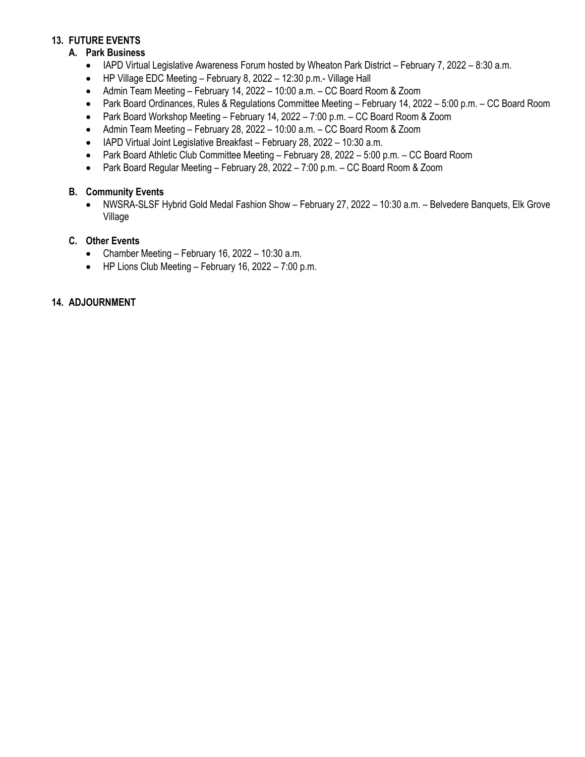## 13. FUTURE EVENTS

### A. Park Business

- IAPD Virtual Legislative Awareness Forum hosted by Wheaton Park District – February 7, 2022 – 8:30 a.m.
- HP Village EDC Meeting – February 8, 2022 – 12:30 p.m.- Village Hall
- Admin Team Meeting – February 14, 2022 – 10:00 a.m. – CC Board Room & Zoom
- Park Board Ordinances, Rules & Regulations Committee Meeting – February 14, 2022 – 5:00 p.m. – CC Board Room
- Park Board Workshop Meeting – February 14, 2022 – 7:00 p.m. – CC Board Room & Zoom
- Admin Team Meeting – February 28, 2022 – 10:00 a.m. – CC Board Room & Zoom
- IAPD Virtual Joint Legislative Breakfast – February 28, 2022 – 10:30 a.m.
- Park Board Athletic Club Committee Meeting – February 28, 2022 – 5:00 p.m. – CC Board Room
- Park Board Regular Meeting – February 28, 2022 – 7:00 p.m. – CC Board Room & Zoom

### B. Community Events

- NWSRA-SLSF Hybrid Gold Medal Fashion Show – February 27, 2022 – 10:30 a.m. – Belvedere Banquets, Elk Grove Village

### C. Other Events

- Chamber Meeting – February 16, 2022 – 10:30 a.m.
- HP Lions Club Meeting – February 16, 2022 – 7:00 p.m.

## 14. ADJOURNMENT